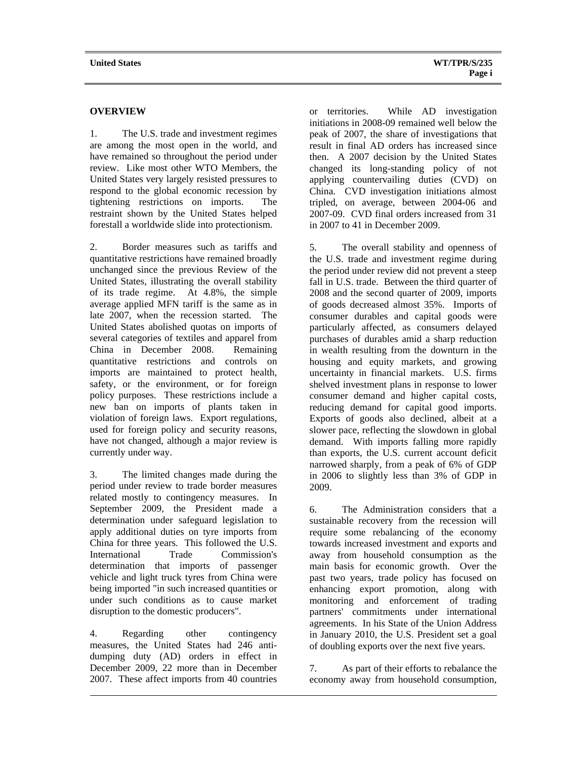## OVERVIEW

1. The U.S. trade and investment regimes are among the most open in the world, and have remained so throughout the period under review. Like most other WTO Members, the United States very largely resisted pressures to respond to the global economic recession by tightening restrictions on imports. The restraint shown by the United States helped forestall a worldwide slide into protectionism.

2. Border measures such as tariffs and quantitative restrictions have remained broadly unchanged since the previous Review of the United States, illustrating the overall stability of its trade regime. At 4.8%, the simple average applied MFN tariff is the same as in late 2007, when the recession started. The United States abolished quotas on imports of several categories of textiles and apparel from China in December 2008. Remaining quantitative restrictions and controls on imports are maintained to protect health, safety, or the environment, or for foreign policy purposes. These restrictions include a new ban on imports of plants taken in violation of foreign laws. Export regulations, used for foreign policy and security reasons, have not changed, although a major review is currently under way.

3. The limited changes made during the period under review to trade border measures related mostly to contingency measures. In September 2009, the President made a determination under safeguard legislation to apply additional duties on tyre imports from China for three years. This followed the U.S. International Trade Commission's determination that imports of passenger vehicle and light truck tyres from China were being imported "in such increased quantities or under such conditions as to cause market disruption to the domestic producers".

4. Regarding other contingency measures, the United States had 246 anti-dumping duty (AD) orders in effect in December 2009, 22 more than in December 2007. These affect imports from 40 countries or territories. While AD investigation initiations in 2008-09 remained well below the peak of 2007, the share of investigations that result in final AD orders has increased since then. A 2007 decision by the United States changed its long-standing policy of not applying countervailing duties (CVD) on China. CVD investigation initiations almost tripled, on average, between 2004-06 and 2007-09. CVD final orders increased from 31 in 2007 to 41 in December 2009.

5. The overall stability and openness of the U.S. trade and investment regime during the period under review did not prevent a steep fall in U.S. trade. Between the third quarter of 2008 and the second quarter of 2009, imports of goods decreased almost 35%. Imports of consumer durables and capital goods were particularly affected, as consumers delayed purchases of durables amid a sharp reduction in wealth resulting from the downturn in the housing and equity markets, and growing uncertainty in financial markets. U.S. firms shelved investment plans in response to lower consumer demand and higher capital costs, reducing demand for capital good imports. Exports of goods also declined, albeit at a slower pace, reflecting the slowdown in global demand. With imports falling more rapidly than exports, the U.S. current account deficit narrowed sharply, from a peak of 6% of GDP in 2006 to slightly less than 3% of GDP in 2009.

6. The Administration considers that a sustainable recovery from the recession will require some rebalancing of the economy towards increased investment and exports and away from household consumption as the main basis for economic growth. Over the past two years, trade policy has focused on enhancing export promotion, along with monitoring and enforcement of trading partners' commitments under international agreements. In his State of the Union Address in January 2010, the U.S. President set a goal of doubling exports over the next five years.

7. As part of their efforts to rebalance the economy away from household consumption,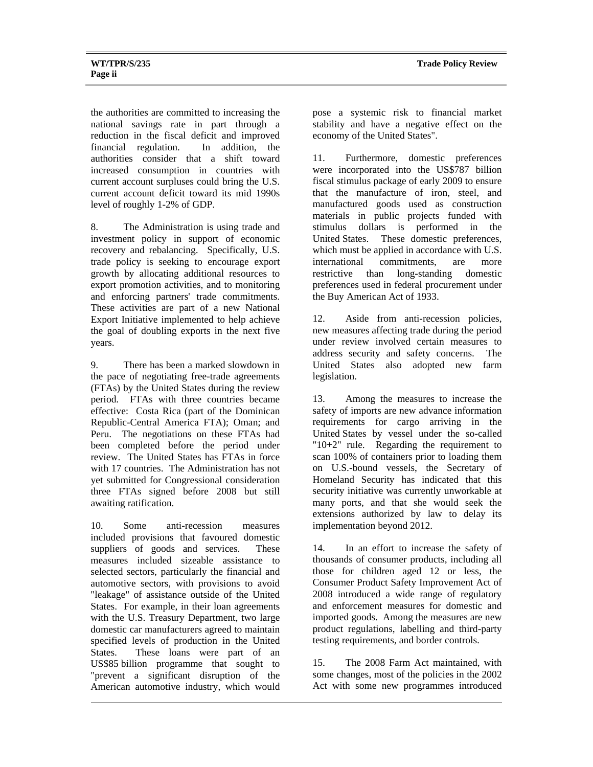the authorities are committed to increasing the national savings rate in part through a reduction in the fiscal deficit and improved financial regulation. In addition, the authorities consider that a shift toward increased consumption in countries with current account surpluses could bring the U.S. current account deficit toward its mid 1990s level of roughly 1-2% of GDP.

8. The Administration is using trade and investment policy in support of economic recovery and rebalancing. Specifically, U.S. trade policy is seeking to encourage export growth by allocating additional resources to export promotion activities, and to monitoring and enforcing partners' trade commitments. These activities are part of a new National Export Initiative implemented to help achieve the goal of doubling exports in the next five years.

9. There has been a marked slowdown in the pace of negotiating free-trade agreements (FTAs) by the United States during the review period. FTAs with three countries became effective: Costa Rica (part of the Dominican Republic-Central America FTA); Oman; and Peru. The negotiations on these FTAs had been completed before the period under review. The United States has FTAs in force with 17 countries. The Administration has not yet submitted for Congressional consideration three FTAs signed before 2008 but still awaiting ratification.

10. Some anti-recession measures included provisions that favoured domestic suppliers of goods and services. These measures included sizeable assistance to selected sectors, particularly the financial and automotive sectors, with provisions to avoid "leakage" of assistance outside of the United States. For example, in their loan agreements with the U.S. Treasury Department, two large domestic car manufacturers agreed to maintain specified levels of production in the United States. These loans were part of an US$85 billion programme that sought to "prevent a significant disruption of the American automotive industry, which would pose a systemic risk to financial market stability and have a negative effect on the economy of the United States".

11. Furthermore, domestic preferences were incorporated into the US$787 billion fiscal stimulus package of early 2009 to ensure that the manufacture of iron, steel, and manufactured goods used as construction materials in public projects funded with stimulus dollars is performed in the United States. These domestic preferences, which must be applied in accordance with U.S. international commitments, are more restrictive than long-standing domestic preferences used in federal procurement under the Buy American Act of 1933.

12. Aside from anti-recession policies, new measures affecting trade during the period under review involved certain measures to address security and safety concerns. The United States also adopted new farm legislation.

13. Among the measures to increase the safety of imports are new advance information requirements for cargo arriving in the United States by vessel under the so-called "10+2" rule. Regarding the requirement to scan 100% of containers prior to loading them on U.S.-bound vessels, the Secretary of Homeland Security has indicated that this security initiative was currently unworkable at many ports, and that she would seek the extensions authorized by law to delay its implementation beyond 2012.

14. In an effort to increase the safety of thousands of consumer products, including all those for children aged 12 or less, the Consumer Product Safety Improvement Act of 2008 introduced a wide range of regulatory and enforcement measures for domestic and imported goods. Among the measures are new product regulations, labelling and third-party testing requirements, and border controls.

15. The 2008 Farm Act maintained, with some changes, most of the policies in the 2002 Act with some new programmes introduced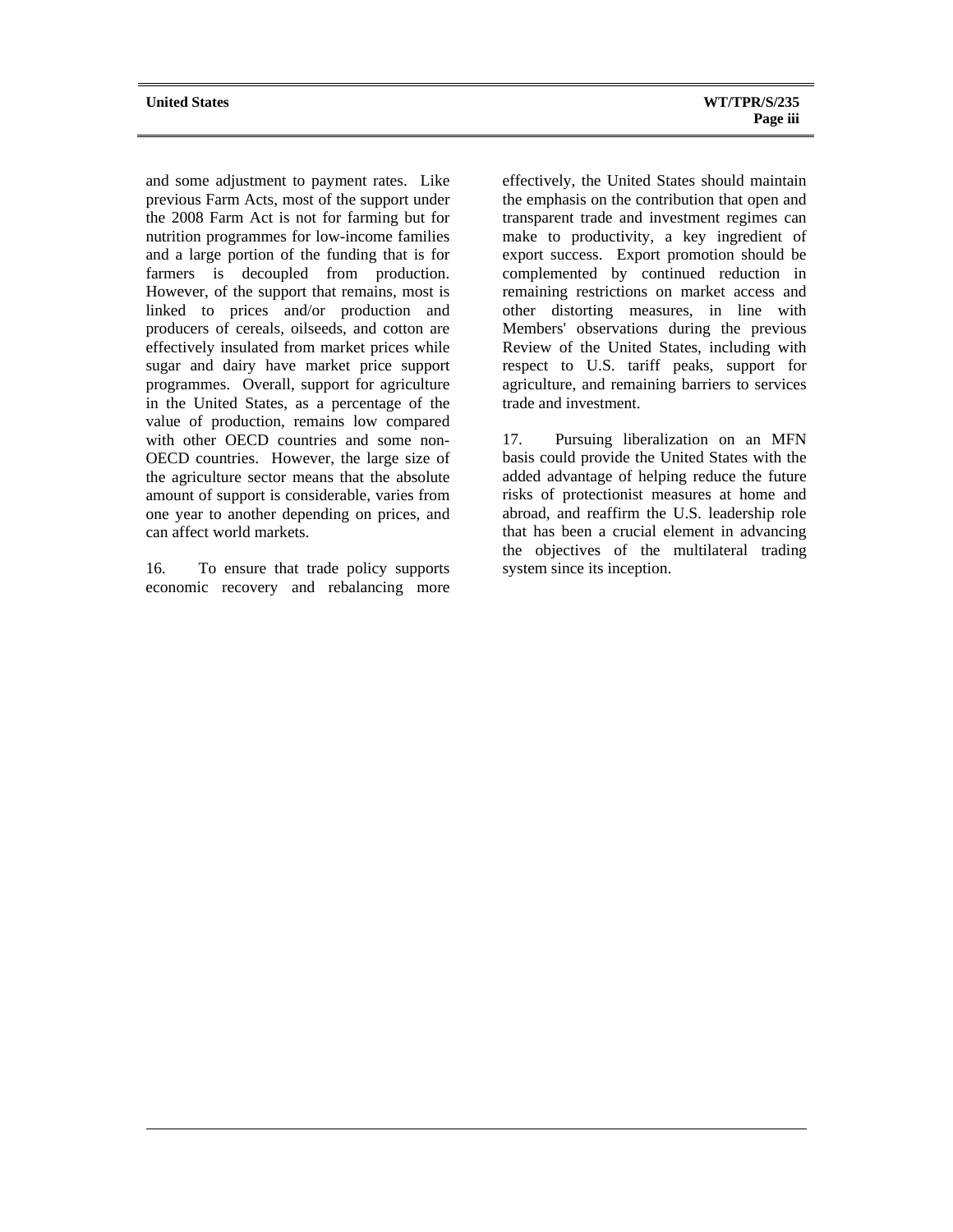and some adjustment to payment rates. Like previous Farm Acts, most of the support under the 2008 Farm Act is not for farming but for nutrition programmes for low-income families and a large portion of the funding that is for farmers is decoupled from production. However, of the support that remains, most is linked to prices and/or production and producers of cereals, oilseeds, and cotton are effectively insulated from market prices while sugar and dairy have market price support programmes. Overall, support for agriculture in the United States, as a percentage of the value of production, remains low compared with other OECD countries and some non-OECD countries. However, the large size of the agriculture sector means that the absolute amount of support is considerable, varies from one year to another depending on prices, and can affect world markets.

16. To ensure that trade policy supports economic recovery and rebalancing more effectively, the United States should maintain the emphasis on the contribution that open and transparent trade and investment regimes can make to productivity, a key ingredient of export success. Export promotion should be complemented by continued reduction in remaining restrictions on market access and other distorting measures, in line with Members' observations during the previous Review of the United States, including with respect to U.S. tariff peaks, support for agriculture, and remaining barriers to services trade and investment.

17. Pursuing liberalization on an MFN basis could provide the United States with the added advantage of helping reduce the future risks of protectionist measures at home and abroad, and reaffirm the U.S. leadership role that has been a crucial element in advancing the objectives of the multilateral trading system since its inception.